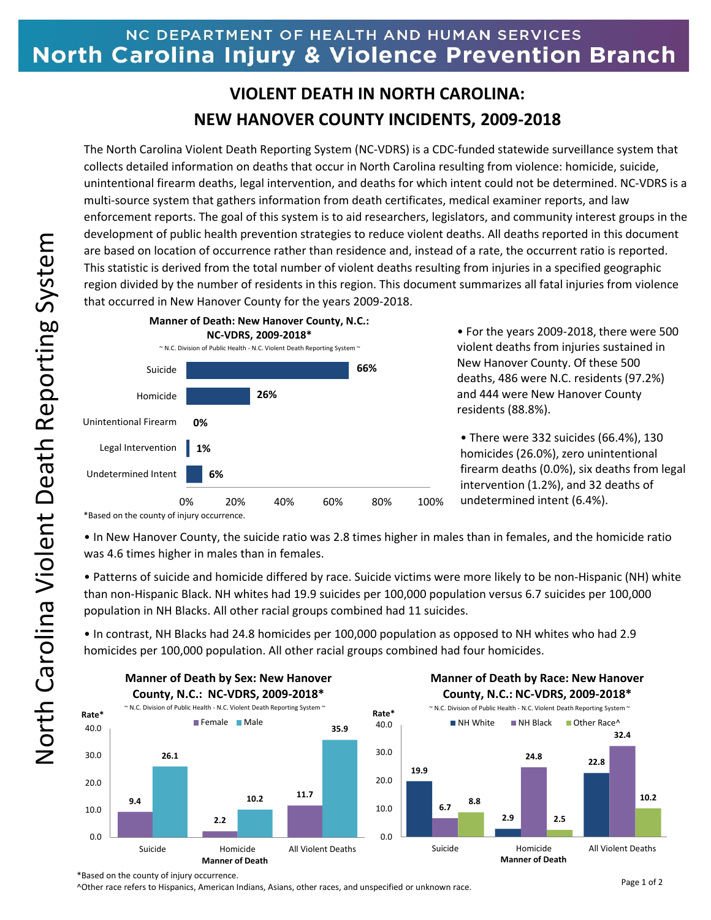NC DEPARTMENT OF HEALTH AND HUMAN SERVICES

**North Carolina Injury & Violence Prevention Branch**

North Carolina Violent Death Reporting System

# VIOLENT DEATH IN NORTH CAROLINA: NEW HANOVER COUNTY INCIDENTS, 2009-2018

The North Carolina Violent Death Reporting System (NC-VDRS) is a CDC-funded statewide surveillance system that collects detailed information on deaths that occur in North Carolina resulting from violence: homicide, suicide, unintentional firearm deaths, legal intervention, and deaths for which intent could not be determined. NC-VDRS is a multi-source system that gathers information from death certificates, medical examiner reports, and law enforcement reports. The goal of this system is to aid researchers, legislators, and community interest groups in the development of public health prevention strategies to reduce violent deaths. All deaths reported in this document are based on location of occurrence rather than residence and, instead of a rate, the occurrent ratio is reported. This statistic is derived from the total number of violent deaths resulting from injuries in a specified geographic region divided by the number of residents in this region. This document summarizes all fatal injuries from violence that occurred in New Hanover County for the years 2009-2018.

**Manner of Death: New Hanover County, N.C.: NC-VDRS, 2009-2018***

~ N.C. Division of Public Health - N.C. Violent Death Reporting System ~

| Manner of Death | Percent |
|---|---|
| Suicide | 66% |
| Homicide | 26% |
| Unintentional Firearm | 0% |
| Legal Intervention | 1% |
| Undetermined Intent | 6% |

*Based on the county of injury occurrence.

- For the years 2009-2018, there were 500 violent deaths from injuries sustained in New Hanover County. Of these 500 deaths, 486 were N.C. residents (97.2%) and 444 were New Hanover County residents (88.8%).
- There were 332 suicides (66.4%), 130 homicides (26.0%), zero unintentional firearm deaths (0.0%), six deaths from legal intervention (1.2%), and 32 deaths of undetermined intent (6.4%).
- In New Hanover County, the suicide ratio was 2.8 times higher in males than in females, and the homicide ratio was 4.6 times higher in males than in females.
- Patterns of suicide and homicide differed by race. Suicide victims were more likely to be non-Hispanic (NH) white than non-Hispanic Black. NH whites had 19.9 suicides per 100,000 population versus 6.7 suicides per 100,000 population in NH Blacks. All other racial groups combined had 11 suicides.
- In contrast, NH Blacks had 24.8 homicides per 100,000 population as opposed to NH whites who had 2.9 homicides per 100,000 population. All other racial groups combined had four homicides.

**Manner of Death by Sex: New Hanover County, N.C.: NC-VDRS, 2009-2018***

~ N.C. Division of Public Health - N.C. Violent Death Reporting System ~

| Manner of Death (Rate*) | Female | Male |
|---|---|---|
| Suicide | 9.4 | 26.1 |
| Homicide | 2.2 | 10.2 |
| All Violent Deaths | 11.7 | 35.9 |

**Manner of Death by Race: New Hanover County, N.C.: NC-VDRS, 2009-2018***

~ N.C. Division of Public Health - N.C. Violent Death Reporting System ~

| Manner of Death (Rate*) | NH White | NH Black | Other Race^ |
|---|---|---|---|
| Suicide | 19.9 | 6.7 | 8.8 |
| Homicide | 2.9 | 24.8 | 2.5 |
| All Violent Deaths | 22.8 | 32.4 | 10.2 |

*Based on the county of injury occurrence.

^Other race refers to Hispanics, American Indians, Asians, other races, and unspecified or unknown race.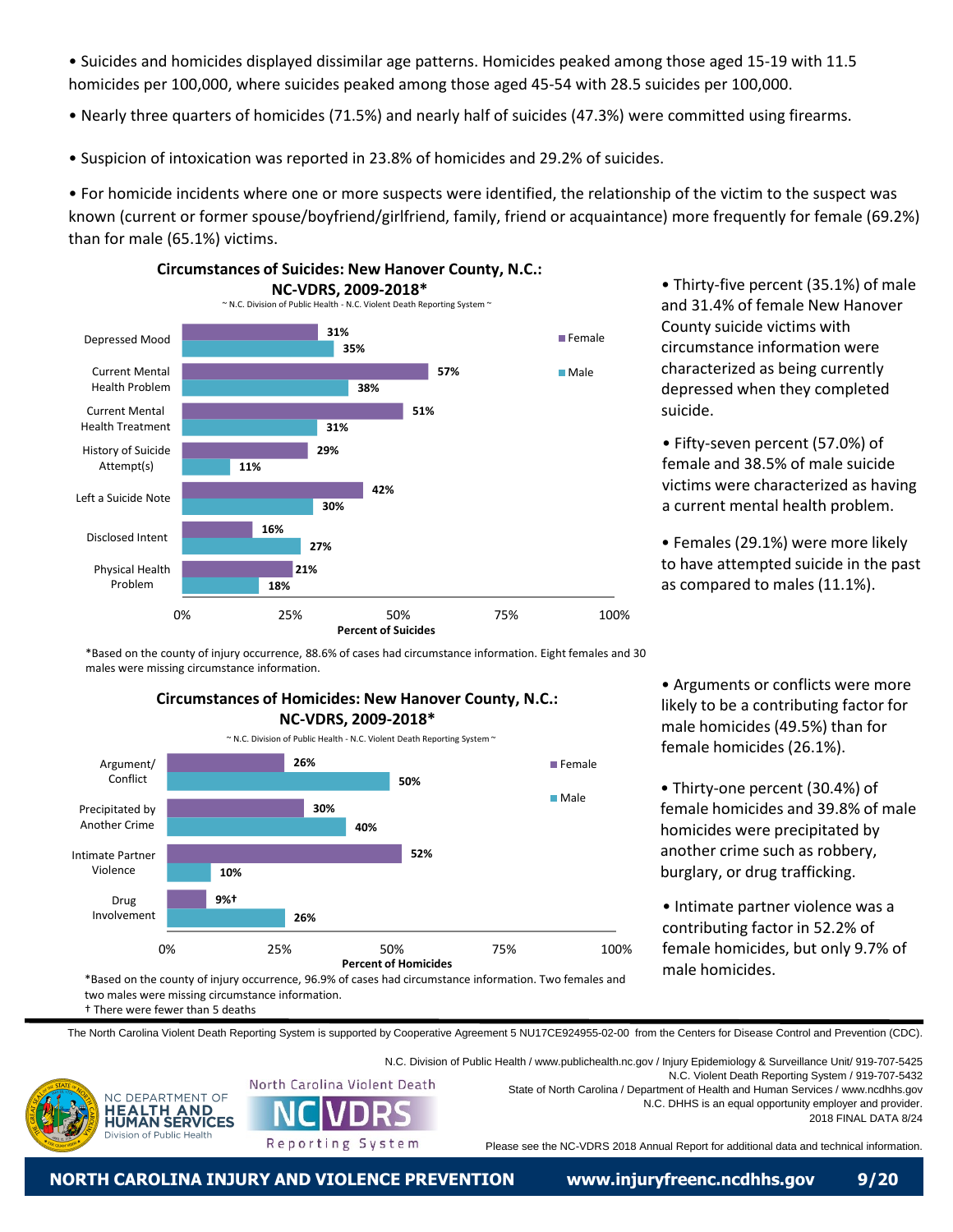• Suicides and homicides displayed dissimilar age patterns. Homicides peaked among those aged 15-19 with 11.5 homicides per 100,000, where suicides peaked among those aged 45-54 with 28.5 suicides per 100,000.

• Nearly three quarters of homicides (71.5%) and nearly half of suicides (47.3%) were committed using firearms.

• Suspicion of intoxication was reported in 23.8% of homicides and 29.2% of suicides.

• For homicide incidents where one or more suspects were identified, the relationship of the victim to the suspect was known (current or former spouse/boyfriend/girlfriend, family, friend or acquaintance) more frequently for female (69.2%) than for male (65.1%) victims.

**Circumstances of Suicides: New Hanover County, N.C.: NC-VDRS, 2009-2018***

~ N.C. Division of Public Health - N.C. Violent Death Reporting System ~

Female
Male

Depressed Mood: 31%, 35%
Current Mental Health Problem: 57%, 38%
Current Mental Health Treatment: 51%, 31%
History of Suicide Attempt(s): 29%, 11%
Left a Suicide Note: 42%, 30%
Disclosed Intent: 16%, 27%
Physical Health Problem: 21%, 18%

0% 25% 50% 75% 100%
Percent of Suicides

*Based on the county of injury occurrence, 88.6% of cases had circumstance information. Eight females and 30 males were missing circumstance information.

• Thirty-five percent (35.1%) of male and 31.4% of female New Hanover County suicide victims with circumstance information were characterized as being currently depressed when they completed suicide.

• Fifty-seven percent (57.0%) of female and 38.5% of male suicide victims were characterized as having a current mental health problem.

• Females (29.1%) were more likely to have attempted suicide in the past as compared to males (11.1%).

**Circumstances of Homicides: New Hanover County, N.C.: NC-VDRS, 2009-2018***

~ N.C. Division of Public Health - N.C. Violent Death Reporting System ~

Female
Male

Argument/ Conflict: 26%, 50%
Precipitated by Another Crime: 30%, 40%
Intimate Partner Violence: 52%, 10%
Drug Involvement: 9%†, 26%

0% 25% 50% 75% 100%
Percent of Homicides

*Based on the county of injury occurrence, 96.9% of cases had circumstance information. Two females and two males were missing circumstance information.
† There were fewer than 5 deaths

• Arguments or conflicts were more likely to be a contributing factor for male homicides (49.5%) than for female homicides (26.1%).

• Thirty-one percent (30.4%) of female homicides and 39.8% of male homicides were precipitated by another crime such as robbery, burglary, or drug trafficking.

• Intimate partner violence was a contributing factor in 52.2% of female homicides, but only 9.7% of male homicides.

The North Carolina Violent Death Reporting System is supported by Cooperative Agreement 5 NU17CE924955-02-00 from the Centers for Disease Control and Prevention (CDC).

N.C. Division of Public Health / www.publichealth.nc.gov / Injury Epidemiology & Surveillance Unit/ 919-707-5425
N.C. Violent Death Reporting System / 919-707-5432
State of North Carolina / Department of Health and Human Services / www.ncdhhs.gov
N.C. DHHS is an equal opportunity employer and provider.
2018 FINAL DATA 8/24

NC DEPARTMENT OF HEALTH AND HUMAN SERVICES Division of Public Health

North Carolina Violent Death NC VDRS Reporting System

Please see the NC-VDRS 2018 Annual Report for additional data and technical information.

NORTH CAROLINA INJURY AND VIOLENCE PREVENTION www.injuryfreenc.ncdhhs.gov